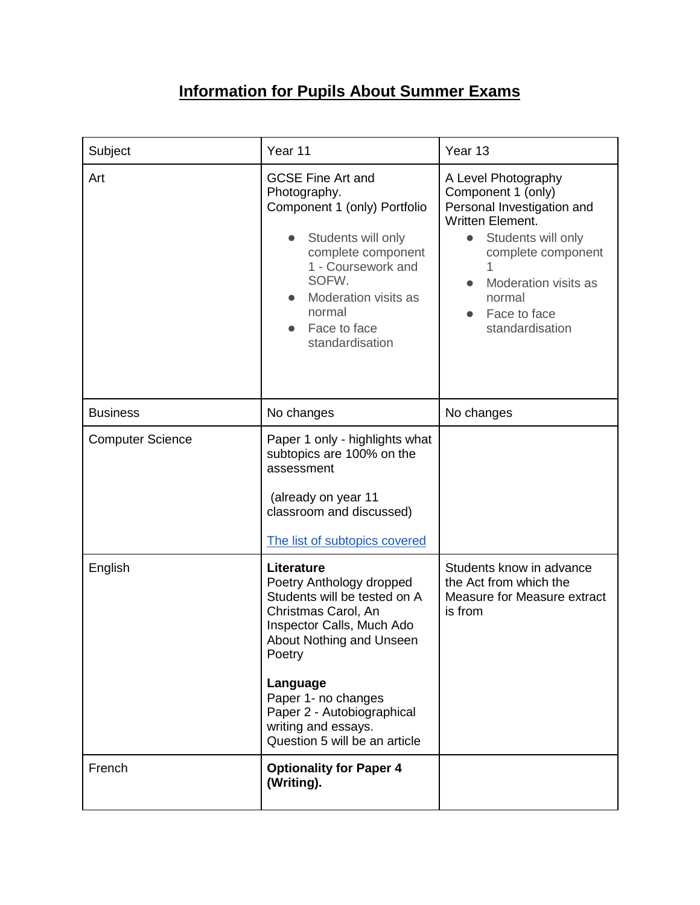# Information for Pupils About Summer Exams

| Subject | Year 11 | Year 13 |
|---|---|---|
| Art | GCSE Fine Art and Photography.<br>Component 1 (only) Portfolio<br>• Students will only complete component 1 - Coursework and SOFW.<br>• Moderation visits as normal<br>• Face to face standardisation | A Level Photography Component 1 (only) Personal Investigation and Written Element.<br>• Students will only complete component 1<br>• Moderation visits as normal<br>• Face to face standardisation |
| Business | No changes | No changes |
| Computer Science | Paper 1 only - highlights what subtopics are 100% on the assessment<br><br>(already on year 11 classroom and discussed)<br><br>The list of subtopics covered | |
| English | **Literature**<br>Poetry Anthology dropped<br>Students will be tested on A Christmas Carol, An Inspector Calls, Much Ado About Nothing and Unseen Poetry<br><br>**Language**<br>Paper 1- no changes<br>Paper 2 - Autobiographical writing and essays.<br>Question 5 will be an article | Students know in advance the Act from which the Measure for Measure extract is from |
| French | **Optionality for Paper 4 (Writing).** | |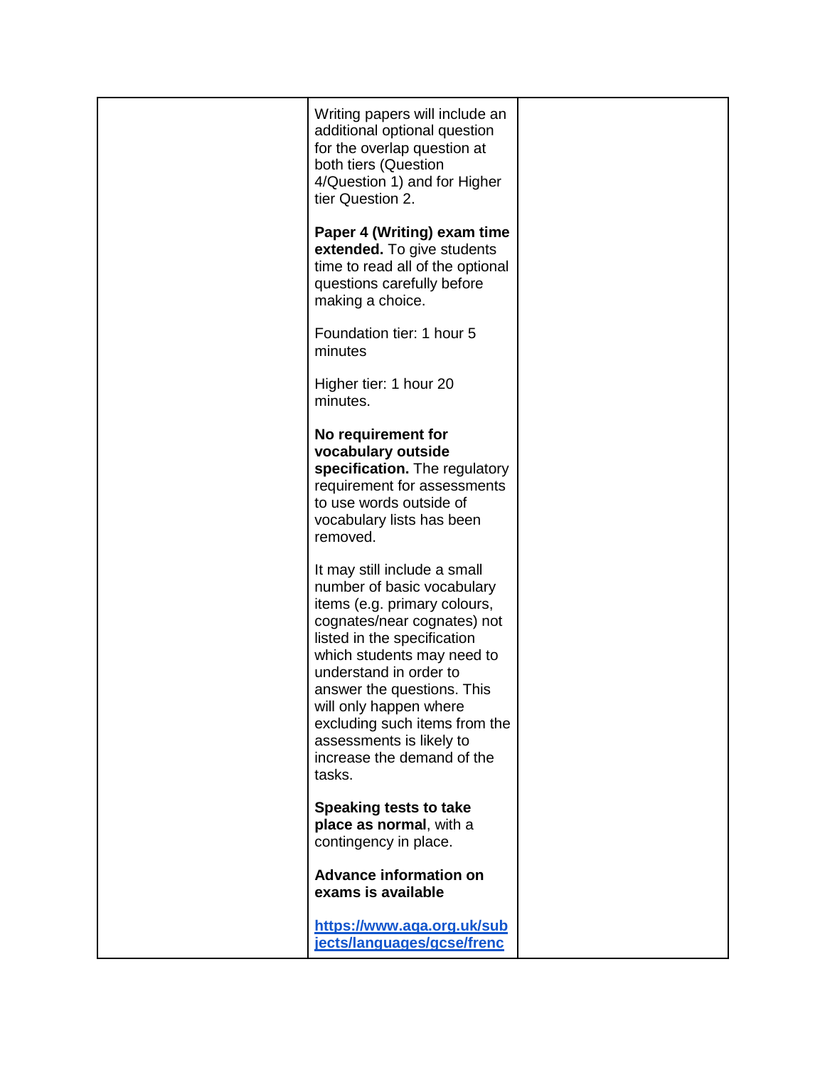| | | |
|---|---|---|
| | Writing papers will include an additional optional question for the overlap question at both tiers (Question 4/Question 1) and for Higher tier Question 2.<br><br>**Paper 4 (Writing) exam time extended.** To give students time to read all of the optional questions carefully before making a choice.<br><br>Foundation tier: 1 hour 5 minutes<br><br>Higher tier: 1 hour 20 minutes.<br><br>**No requirement for vocabulary outside specification.** The regulatory requirement for assessments to use words outside of vocabulary lists has been removed.<br><br>It may still include a small number of basic vocabulary items (e.g. primary colours, cognates/near cognates) not listed in the specification which students may need to understand in order to answer the questions. This will only happen where excluding such items from the assessments is likely to increase the demand of the tasks.<br><br>**Speaking tests to take place as normal**, with a contingency in place.<br><br>**Advance information on exams is available**<br><br>https://www.aqa.org.uk/subjects/languages/gcse/frenc | |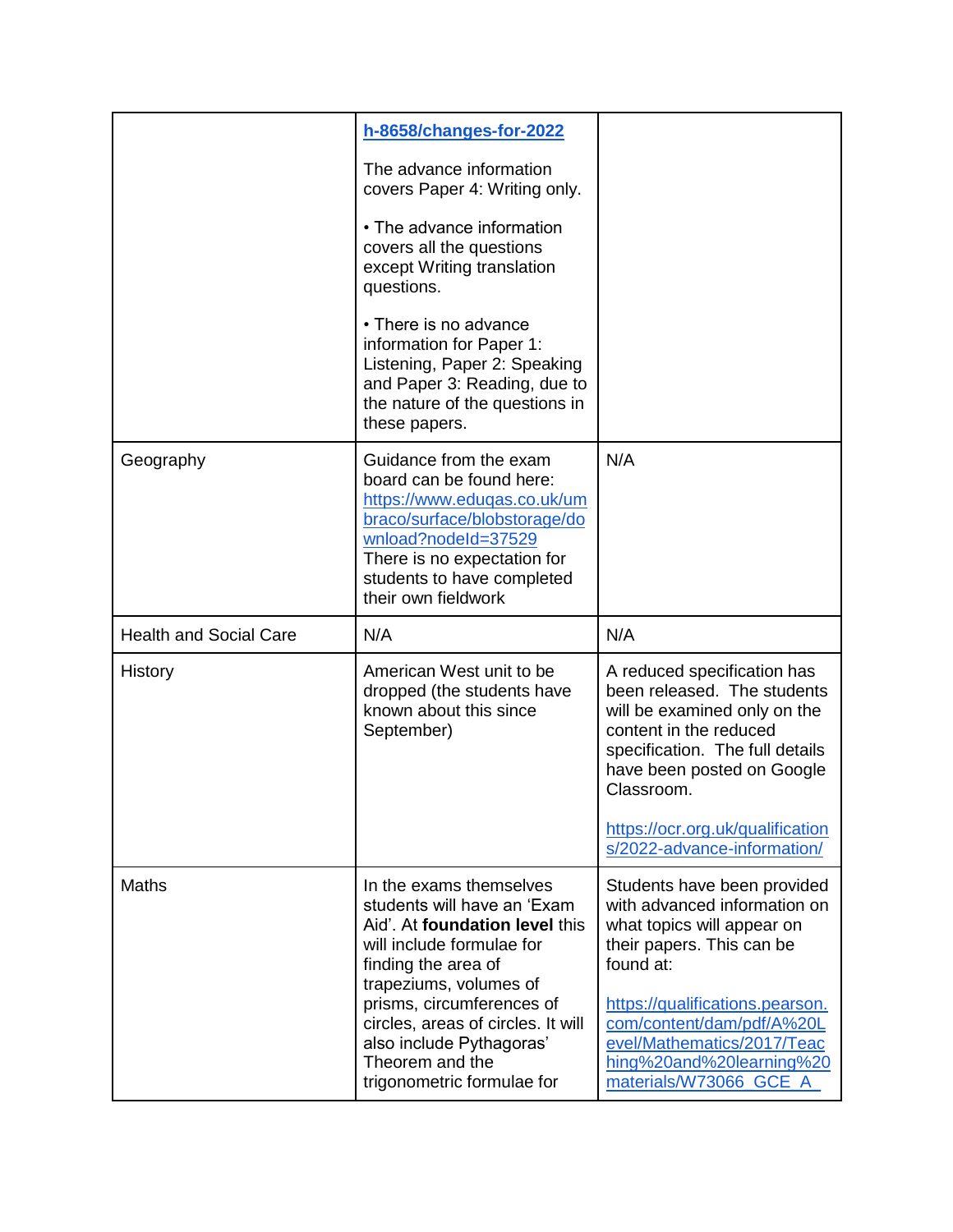| | | |
|---|---|---|
| | h-8658/changes-for-2022<br><br>The advance information covers Paper 4: Writing only.<br><br>• The advance information covers all the questions except Writing translation questions.<br><br>• There is no advance information for Paper 1: Listening, Paper 2: Speaking and Paper 3: Reading, due to the nature of the questions in these papers. | |
| Geography | Guidance from the exam board can be found here: https://www.eduqas.co.uk/umbraco/surface/blobstorage/download?nodeId=37529<br>There is no expectation for students to have completed their own fieldwork | N/A |
| Health and Social Care | N/A | N/A |
| History | American West unit to be dropped (the students have known about this since September) | A reduced specification has been released. The students will be examined only on the content in the reduced specification. The full details have been posted on Google Classroom.<br><br>https://ocr.org.uk/qualifications/2022-advance-information/ |
| Maths | In the exams themselves students will have an 'Exam Aid'. At **foundation level** this will include formulae for finding the area of trapeziums, volumes of prisms, circumferences of circles, areas of circles. It will also include Pythagoras' Theorem and the trigonometric formulae for | Students have been provided with advanced information on what topics will appear on their papers. This can be found at:<br><br>https://qualifications.pearson.com/content/dam/pdf/A%20Level/Mathematics/2017/Teaching%20and%20learning%20materials/W73066_GCE_A_ |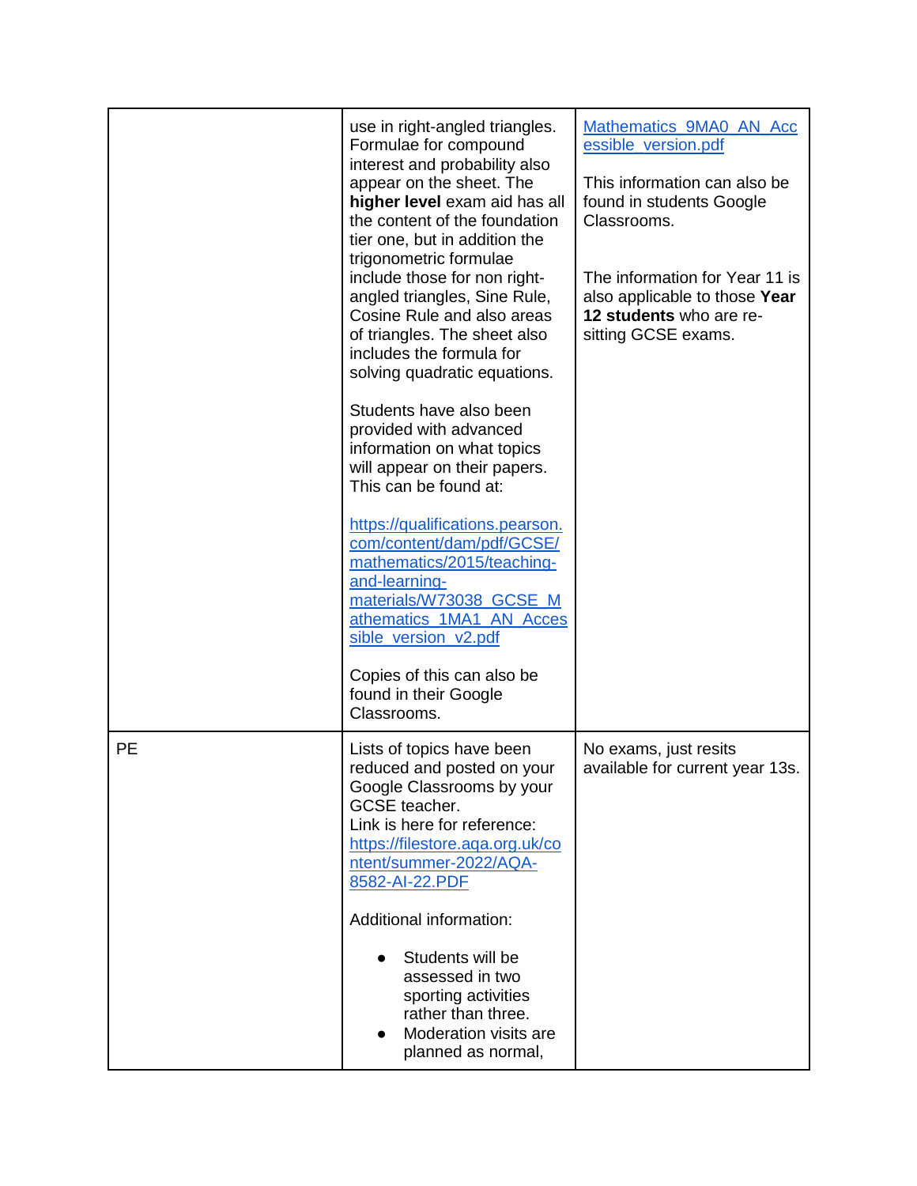| | | |
|---|---|---|
| | use in right-angled triangles. Formulae for compound interest and probability also appear on the sheet. The **higher level** exam aid has all the content of the foundation tier one, but in addition the trigonometric formulae include those for non right-angled triangles, Sine Rule, Cosine Rule and also areas of triangles. The sheet also includes the formula for solving quadratic equations.<br><br>Students have also been provided with advanced information on what topics will appear on their papers. This can be found at:<br><br>[https://qualifications.pearson.com/content/dam/pdf/GCSE/mathematics/2015/teaching-and-learning-materials/W73038_GCSE_Mathematics_1MA1_AN_Accessible_version_v2.pdf](https://qualifications.pearson.com/content/dam/pdf/GCSE/mathematics/2015/teaching-and-learning-materials/W73038_GCSE_Mathematics_1MA1_AN_Accessible_version_v2.pdf)<br><br>Copies of this can also be found in their Google Classrooms. | Mathematics_9MA0_AN_Accessible_version.pdf<br><br>This information can also be found in students Google Classrooms.<br><br>The information for Year 11 is also applicable to those **Year 12 students** who are re-sitting GCSE exams. |
| PE | Lists of topics have been reduced and posted on your Google Classrooms by your GCSE teacher.<br>Link is here for reference: [https://filestore.aqa.org.uk/content/summer-2022/AQA-8582-AI-22.PDF](https://filestore.aqa.org.uk/content/summer-2022/AQA-8582-AI-22.PDF)<br><br>Additional information:<br><br>• Students will be assessed in two sporting activities rather than three.<br>• Moderation visits are planned as normal, | No exams, just resits available for current year 13s. |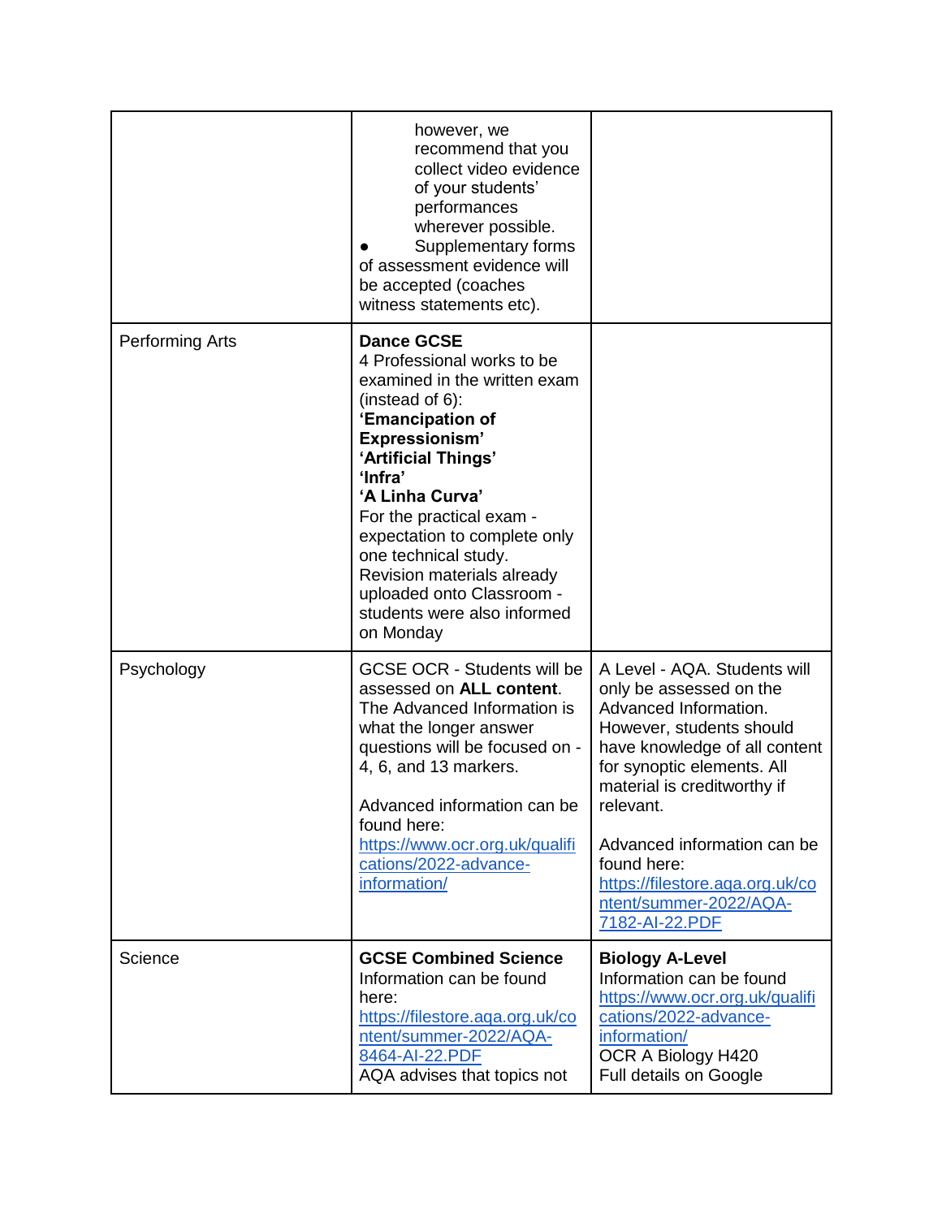| | | |
|---|---|---|
| | however, we recommend that you collect video evidence of your students' performances wherever possible.<br>● Supplementary forms of assessment evidence will be accepted (coaches witness statements etc). | |
| Performing Arts | **Dance GCSE**<br>4 Professional works to be examined in the written exam (instead of 6):<br>**'Emancipation of Expressionism'**<br>**'Artificial Things'**<br>**'Infra'**<br>**'A Linha Curva'**<br>For the practical exam - expectation to complete only one technical study.<br>Revision materials already uploaded onto Classroom - students were also informed on Monday | |
| Psychology | GCSE OCR - Students will be assessed on **ALL content**. The Advanced Information is what the longer answer questions will be focused on - 4, 6, and 13 markers.<br><br>Advanced information can be found here:<br>https://www.ocr.org.uk/qualifications/2022-advance-information/ | A Level - AQA. Students will only be assessed on the Advanced Information. However, students should have knowledge of all content for synoptic elements. All material is creditworthy if relevant.<br><br>Advanced information can be found here:<br>https://filestore.aqa.org.uk/content/summer-2022/AQA-7182-AI-22.PDF |
| Science | **GCSE Combined Science**<br>Information can be found here:<br>https://filestore.aqa.org.uk/content/summer-2022/AQA-8464-AI-22.PDF<br>AQA advises that topics not | **Biology A-Level**<br>Information can be found<br>https://www.ocr.org.uk/qualifications/2022-advance-information/<br>OCR A Biology H420<br>Full details on Google |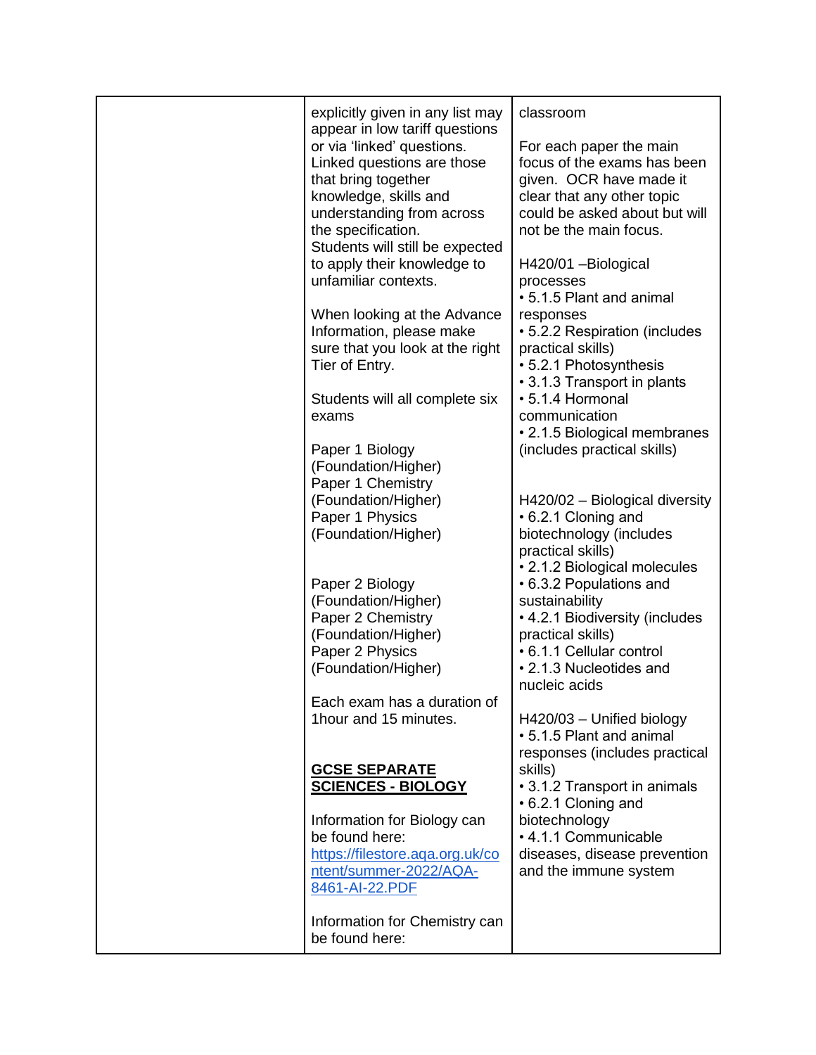| | | |
|---|---|---|
| | explicitly given in any list may appear in low tariff questions or via 'linked' questions. Linked questions are those that bring together knowledge, skills and understanding from across the specification.<br>Students will still be expected to apply their knowledge to unfamiliar contexts.<br><br>When looking at the Advance Information, please make sure that you look at the right Tier of Entry.<br><br>Students will all complete six exams<br><br>Paper 1 Biology (Foundation/Higher)<br>Paper 1 Chemistry (Foundation/Higher)<br>Paper 1 Physics (Foundation/Higher)<br><br>Paper 2 Biology (Foundation/Higher)<br>Paper 2 Chemistry (Foundation/Higher)<br>Paper 2 Physics (Foundation/Higher)<br><br>Each exam has a duration of 1hour and 15 minutes.<br><br>**<u>GCSE SEPARATE SCIENCES - BIOLOGY</u>**<br><br>Information for Biology can be found here: [https://filestore.aqa.org.uk/content/summer-2022/AQA-8461-AI-22.PDF](https://filestore.aqa.org.uk/content/summer-2022/AQA-8461-AI-22.PDF)<br><br>Information for Chemistry can be found here: | classroom<br><br>For each paper the main focus of the exams has been given. OCR have made it clear that any other topic could be asked about but will not be the main focus.<br><br>H420/01 –Biological processes<br>• 5.1.5 Plant and animal responses<br>• 5.2.2 Respiration (includes practical skills)<br>• 5.2.1 Photosynthesis<br>• 3.1.3 Transport in plants<br>• 5.1.4 Hormonal communication<br>• 2.1.5 Biological membranes (includes practical skills)<br><br>H420/02 – Biological diversity<br>• 6.2.1 Cloning and biotechnology (includes practical skills)<br>• 2.1.2 Biological molecules<br>• 6.3.2 Populations and sustainability<br>• 4.2.1 Biodiversity (includes practical skills)<br>• 6.1.1 Cellular control<br>• 2.1.3 Nucleotides and nucleic acids<br><br>H420/03 – Unified biology<br>• 5.1.5 Plant and animal responses (includes practical skills)<br>• 3.1.2 Transport in animals<br>• 6.2.1 Cloning and biotechnology<br>• 4.1.1 Communicable diseases, disease prevention and the immune system |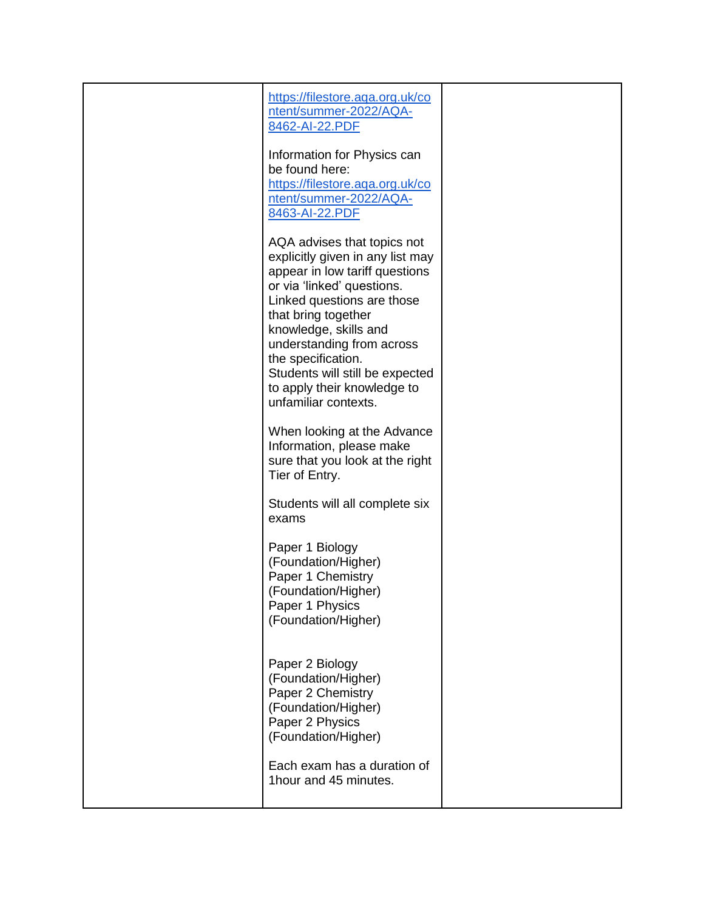| | | |
|---|---|---|
| | https://filestore.aqa.org.uk/content/summer-2022/AQA-8462-AI-22.PDF<br><br>Information for Physics can be found here: https://filestore.aqa.org.uk/content/summer-2022/AQA-8463-AI-22.PDF<br><br>AQA advises that topics not explicitly given in any list may appear in low tariff questions or via 'linked' questions. Linked questions are those that bring together knowledge, skills and understanding from across the specification. Students will still be expected to apply their knowledge to unfamiliar contexts.<br><br>When looking at the Advance Information, please make sure that you look at the right Tier of Entry.<br><br>Students will all complete six exams<br><br>Paper 1 Biology (Foundation/Higher)<br>Paper 1 Chemistry (Foundation/Higher)<br>Paper 1 Physics (Foundation/Higher)<br><br>Paper 2 Biology (Foundation/Higher)<br>Paper 2 Chemistry (Foundation/Higher)<br>Paper 2 Physics (Foundation/Higher)<br><br>Each exam has a duration of 1hour and 45 minutes. | |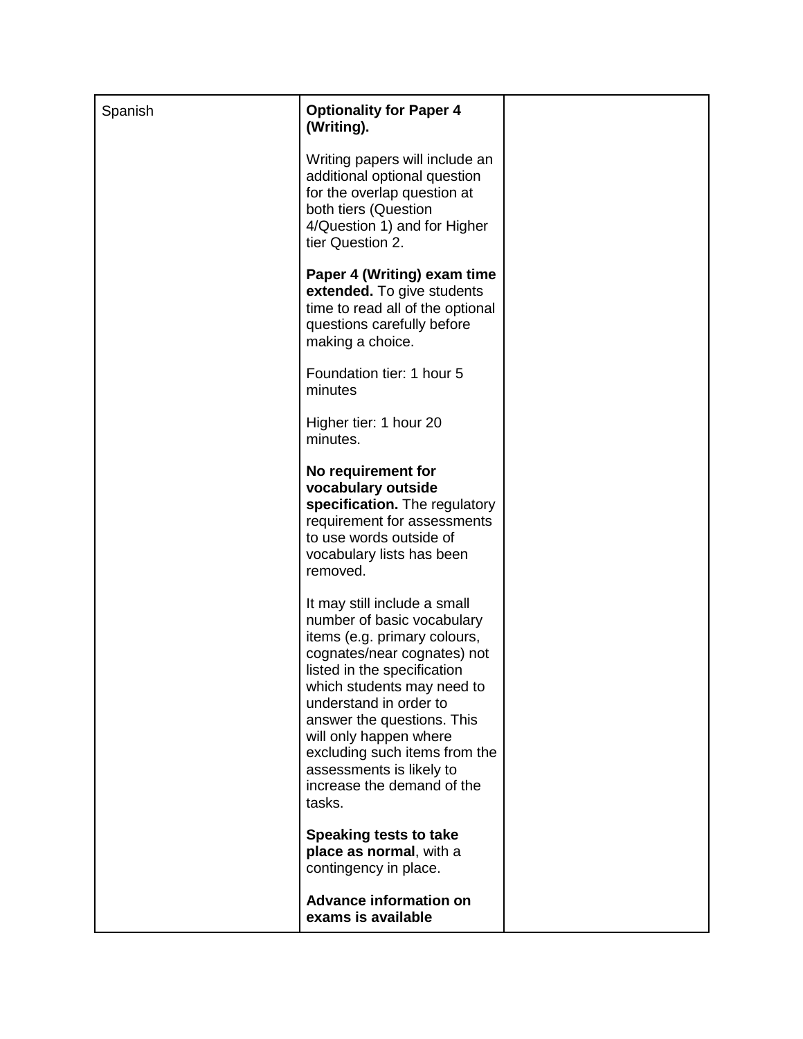| Spanish | **Optionality for Paper 4 (Writing).**<br><br>Writing papers will include an additional optional question for the overlap question at both tiers (Question 4/Question 1) and for Higher tier Question 2.<br><br>**Paper 4 (Writing) exam time extended.** To give students time to read all of the optional questions carefully before making a choice.<br><br>Foundation tier: 1 hour 5 minutes<br><br>Higher tier: 1 hour 20 minutes.<br><br>**No requirement for vocabulary outside specification.** The regulatory requirement for assessments to use words outside of vocabulary lists has been removed.<br><br>It may still include a small number of basic vocabulary items (e.g. primary colours, cognates/near cognates) not listed in the specification which students may need to understand in order to answer the questions. This will only happen where excluding such items from the assessments is likely to increase the demand of the tasks.<br><br>**Speaking tests to take place as normal**, with a contingency in place.<br><br>**Advance information on exams is available** | |
|---|---|---|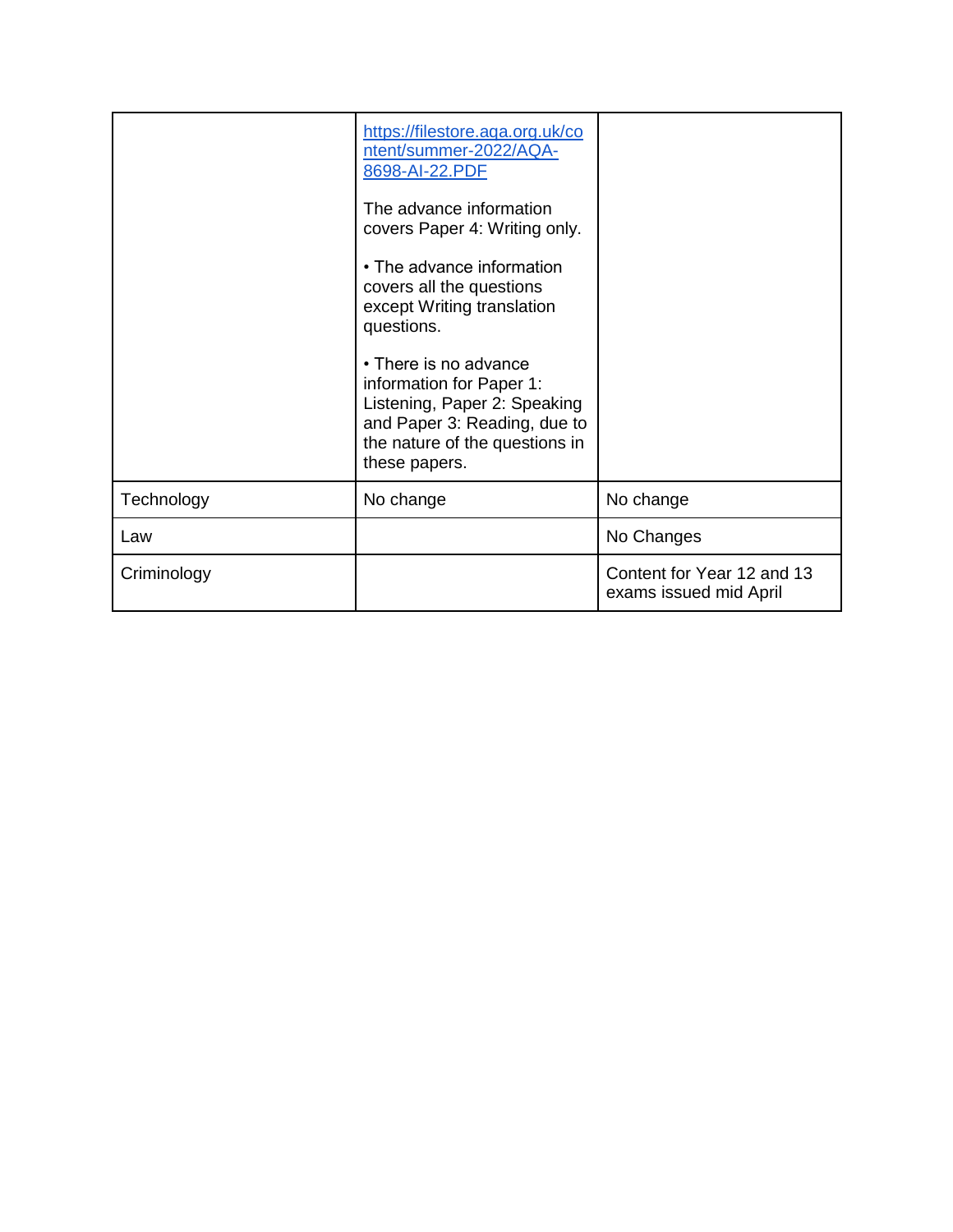| | | |
|---|---|---|
| | https://filestore.aqa.org.uk/content/summer-2022/AQA-8698-AI-22.PDF<br><br>The advance information covers Paper 4: Writing only.<br><br>• The advance information covers all the questions except Writing translation questions.<br><br>• There is no advance information for Paper 1: Listening, Paper 2: Speaking and Paper 3: Reading, due to the nature of the questions in these papers. | |
| Technology | No change | No change |
| Law | | No Changes |
| Criminology | | Content for Year 12 and 13 exams issued mid April |